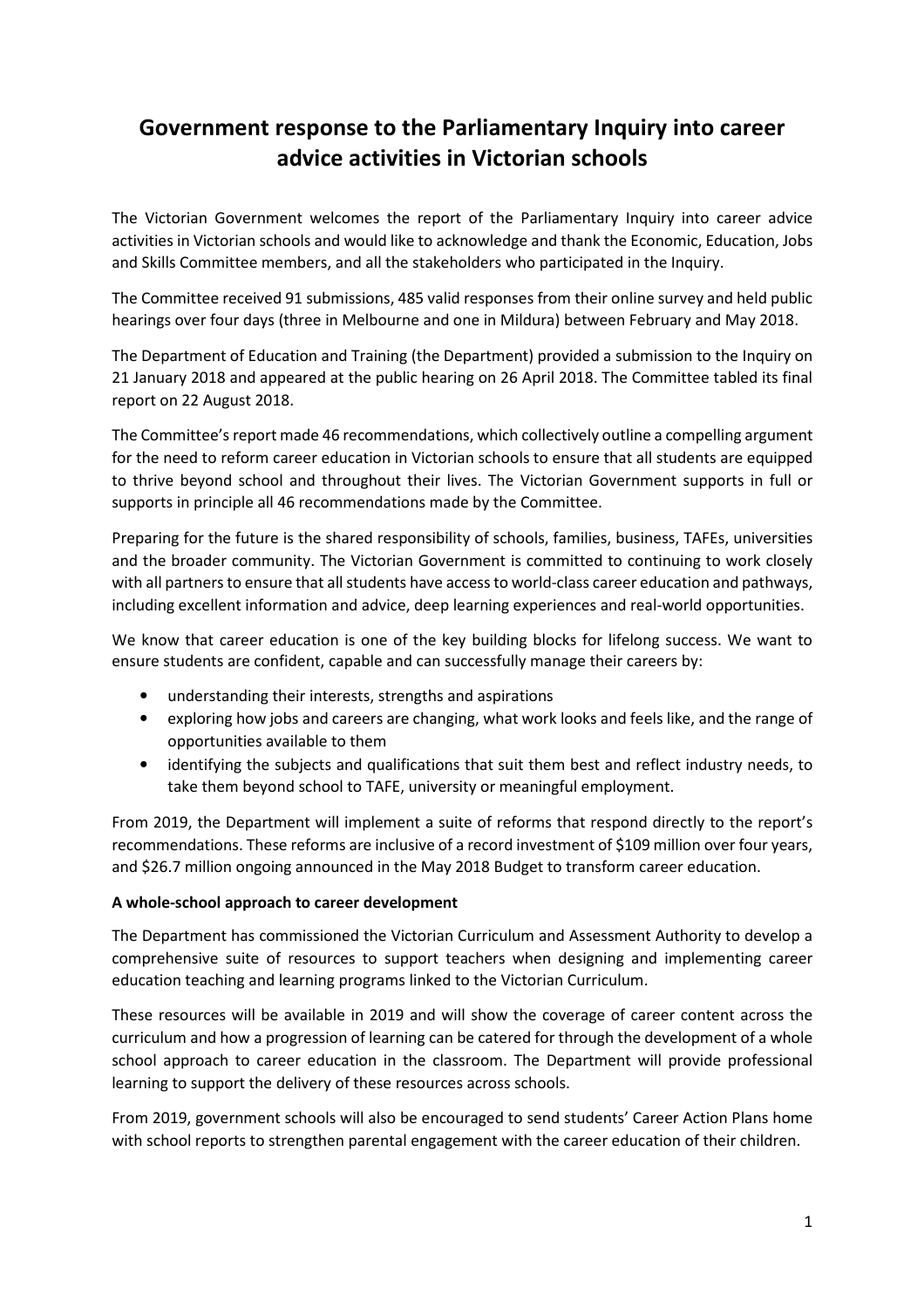# Government response to the Parliamentary Inquiry into career advice activities in Victorian schools

The Victorian Government welcomes the report of the Parliamentary Inquiry into career advice activities in Victorian schools and would like to acknowledge and thank the Economic, Education, Jobs and Skills Committee members, and all the stakeholders who participated in the Inquiry.

The Committee received 91 submissions, 485 valid responses from their online survey and held public hearings over four days (three in Melbourne and one in Mildura) between February and May 2018.

The Department of Education and Training (the Department) provided a submission to the Inquiry on 21 January 2018 and appeared at the public hearing on 26 April 2018. The Committee tabled its final report on 22 August 2018.

The Committee's report made 46 recommendations, which collectively outline a compelling argument for the need to reform career education in Victorian schools to ensure that all students are equipped to thrive beyond school and throughout their lives. The Victorian Government supports in full or supports in principle all 46 recommendations made by the Committee.

Preparing for the future is the shared responsibility of schools, families, business, TAFEs, universities and the broader community. The Victorian Government is committed to continuing to work closely with all partners to ensure that all students have access to world-class career education and pathways, including excellent information and advice, deep learning experiences and real-world opportunities.

We know that career education is one of the key building blocks for lifelong success. We want to ensure students are confident, capable and can successfully manage their careers by:

- understanding their interests, strengths and aspirations
- exploring how jobs and careers are changing, what work looks and feels like, and the range of opportunities available to them
- identifying the subjects and qualifications that suit them best and reflect industry needs, to take them beyond school to TAFE, university or meaningful employment.

From 2019, the Department will implement a suite of reforms that respond directly to the report's recommendations. These reforms are inclusive of a record investment of $109 million over four years, and $26.7 million ongoing announced in the May 2018 Budget to transform career education.

**A whole-school approach to career development**

The Department has commissioned the Victorian Curriculum and Assessment Authority to develop a comprehensive suite of resources to support teachers when designing and implementing career education teaching and learning programs linked to the Victorian Curriculum.

These resources will be available in 2019 and will show the coverage of career content across the curriculum and how a progression of learning can be catered for through the development of a whole school approach to career education in the classroom. The Department will provide professional learning to support the delivery of these resources across schools.

From 2019, government schools will also be encouraged to send students' Career Action Plans home with school reports to strengthen parental engagement with the career education of their children.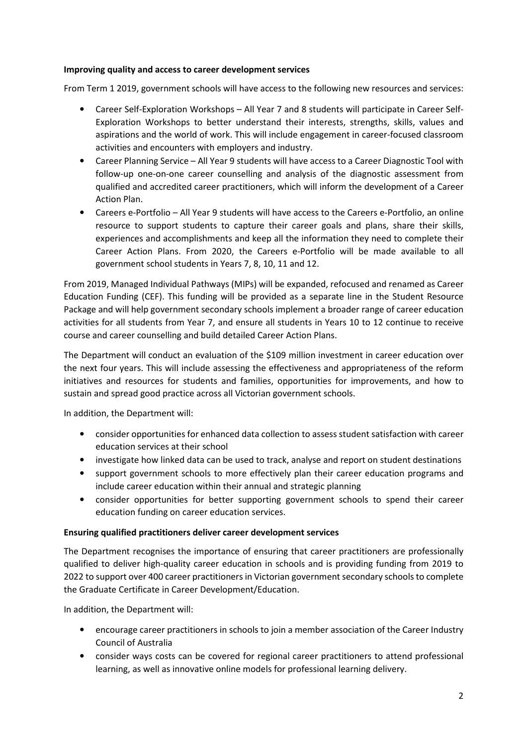**Improving quality and access to career development services**

From Term 1 2019, government schools will have access to the following new resources and services:

- Career Self-Exploration Workshops – All Year 7 and 8 students will participate in Career Self-Exploration Workshops to better understand their interests, strengths, skills, values and aspirations and the world of work. This will include engagement in career-focused classroom activities and encounters with employers and industry.
- Career Planning Service – All Year 9 students will have access to a Career Diagnostic Tool with follow-up one-on-one career counselling and analysis of the diagnostic assessment from qualified and accredited career practitioners, which will inform the development of a Career Action Plan.
- Careers e-Portfolio – All Year 9 students will have access to the Careers e-Portfolio, an online resource to support students to capture their career goals and plans, share their skills, experiences and accomplishments and keep all the information they need to complete their Career Action Plans. From 2020, the Careers e-Portfolio will be made available to all government school students in Years 7, 8, 10, 11 and 12.

From 2019, Managed Individual Pathways (MIPs) will be expanded, refocused and renamed as Career Education Funding (CEF). This funding will be provided as a separate line in the Student Resource Package and will help government secondary schools implement a broader range of career education activities for all students from Year 7, and ensure all students in Years 10 to 12 continue to receive course and career counselling and build detailed Career Action Plans.

The Department will conduct an evaluation of the $109 million investment in career education over the next four years. This will include assessing the effectiveness and appropriateness of the reform initiatives and resources for students and families, opportunities for improvements, and how to sustain and spread good practice across all Victorian government schools.

In addition, the Department will:

- consider opportunities for enhanced data collection to assess student satisfaction with career education services at their school
- investigate how linked data can be used to track, analyse and report on student destinations
- support government schools to more effectively plan their career education programs and include career education within their annual and strategic planning
- consider opportunities for better supporting government schools to spend their career education funding on career education services.

**Ensuring qualified practitioners deliver career development services**

The Department recognises the importance of ensuring that career practitioners are professionally qualified to deliver high-quality career education in schools and is providing funding from 2019 to 2022 to support over 400 career practitioners in Victorian government secondary schools to complete the Graduate Certificate in Career Development/Education.

In addition, the Department will:

- encourage career practitioners in schools to join a member association of the Career Industry Council of Australia
- consider ways costs can be covered for regional career practitioners to attend professional learning, as well as innovative online models for professional learning delivery.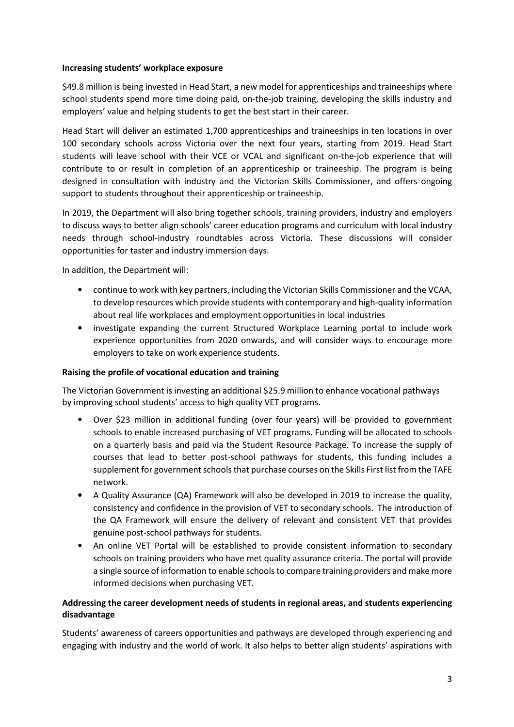**Increasing students' workplace exposure**

$49.8 million is being invested in Head Start, a new model for apprenticeships and traineeships where school students spend more time doing paid, on-the-job training, developing the skills industry and employers' value and helping students to get the best start in their career.

Head Start will deliver an estimated 1,700 apprenticeships and traineeships in ten locations in over 100 secondary schools across Victoria over the next four years, starting from 2019. Head Start students will leave school with their VCE or VCAL and significant on-the-job experience that will contribute to or result in completion of an apprenticeship or traineeship. The program is being designed in consultation with industry and the Victorian Skills Commissioner, and offers ongoing support to students throughout their apprenticeship or traineeship.

In 2019, the Department will also bring together schools, training providers, industry and employers to discuss ways to better align schools' career education programs and curriculum with local industry needs through school-industry roundtables across Victoria. These discussions will consider opportunities for taster and industry immersion days.

In addition, the Department will:

- continue to work with key partners, including the Victorian Skills Commissioner and the VCAA, to develop resources which provide students with contemporary and high-quality information about real life workplaces and employment opportunities in local industries
- investigate expanding the current Structured Workplace Learning portal to include work experience opportunities from 2020 onwards, and will consider ways to encourage more employers to take on work experience students.

**Raising the profile of vocational education and training**

The Victorian Government is investing an additional $25.9 million to enhance vocational pathways by improving school students' access to high quality VET programs.

- Over $23 million in additional funding (over four years) will be provided to government schools to enable increased purchasing of VET programs. Funding will be allocated to schools on a quarterly basis and paid via the Student Resource Package. To increase the supply of courses that lead to better post-school pathways for students, this funding includes a supplement for government schools that purchase courses on the Skills First list from the TAFE network.
- A Quality Assurance (QA) Framework will also be developed in 2019 to increase the quality, consistency and confidence in the provision of VET to secondary schools. The introduction of the QA Framework will ensure the delivery of relevant and consistent VET that provides genuine post-school pathways for students.
- An online VET Portal will be established to provide consistent information to secondary schools on training providers who have met quality assurance criteria. The portal will provide a single source of information to enable schools to compare training providers and make more informed decisions when purchasing VET.

**Addressing the career development needs of students in regional areas, and students experiencing disadvantage**

Students' awareness of careers opportunities and pathways are developed through experiencing and engaging with industry and the world of work. It also helps to better align students' aspirations with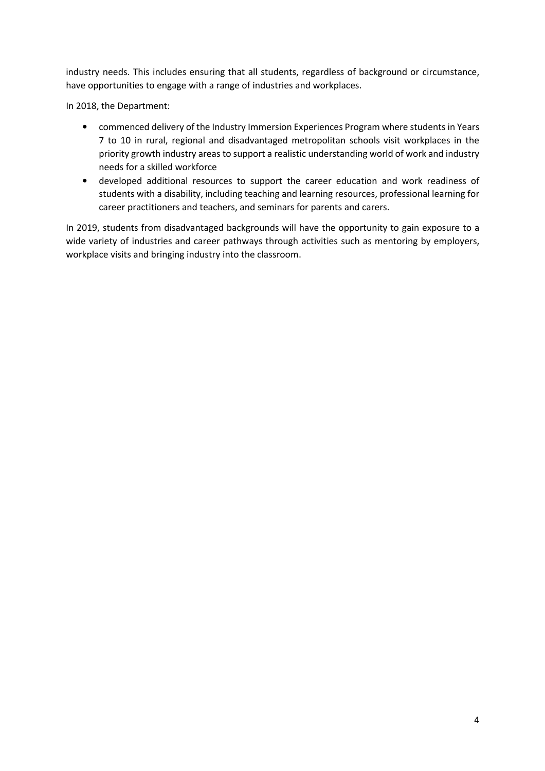industry needs. This includes ensuring that all students, regardless of background or circumstance, have opportunities to engage with a range of industries and workplaces.

In 2018, the Department:

- commenced delivery of the Industry Immersion Experiences Program where students in Years 7 to 10 in rural, regional and disadvantaged metropolitan schools visit workplaces in the priority growth industry areas to support a realistic understanding world of work and industry needs for a skilled workforce
- developed additional resources to support the career education and work readiness of students with a disability, including teaching and learning resources, professional learning for career practitioners and teachers, and seminars for parents and carers.

In 2019, students from disadvantaged backgrounds will have the opportunity to gain exposure to a wide variety of industries and career pathways through activities such as mentoring by employers, workplace visits and bringing industry into the classroom.